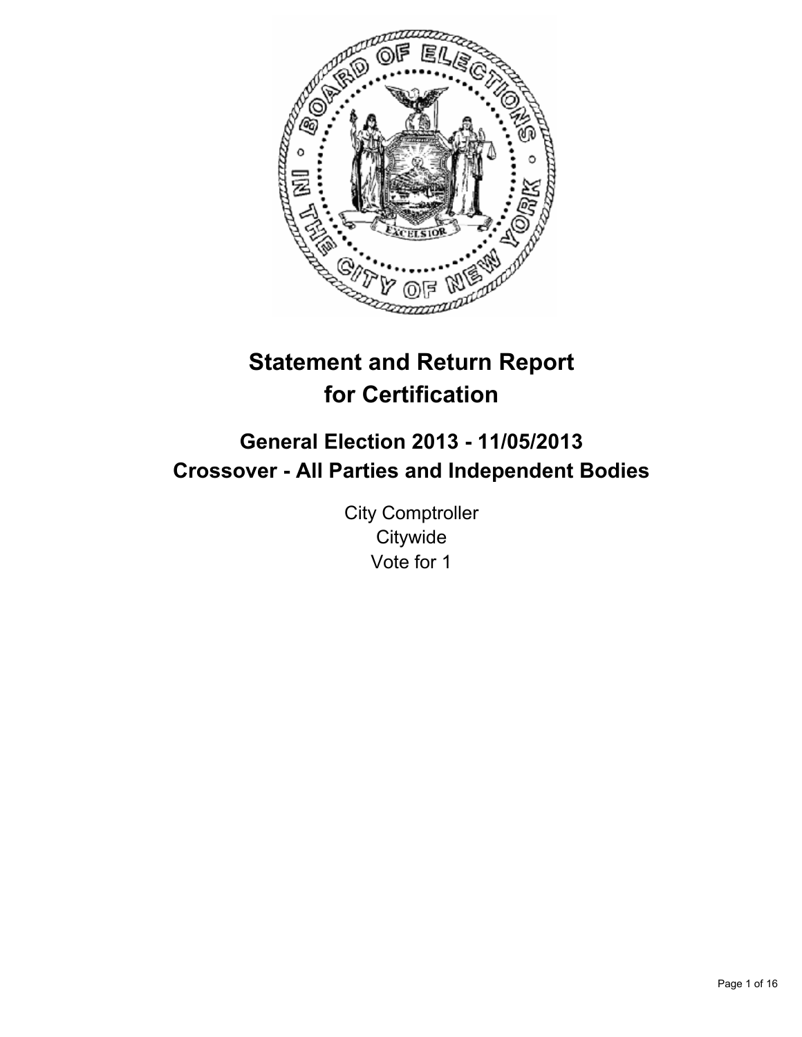# Statement and Return Report for Certification

## General Election 2013 - 11/05/2013
## Crossover - All Parties and Independent Bodies

City Comptroller
Citywide
Vote for 1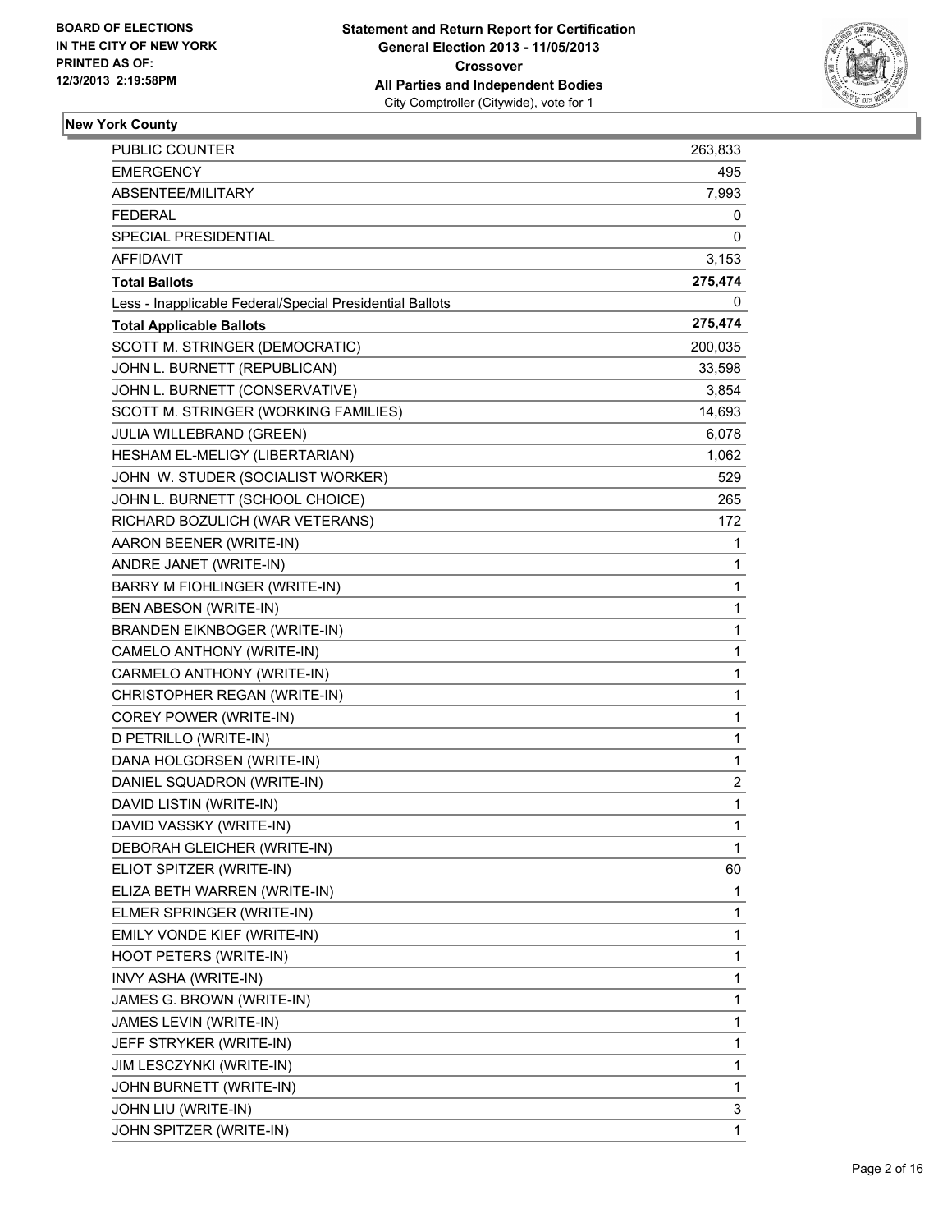**BOARD OF ELECTIONS IN THE CITY OF NEW YORK PRINTED AS OF: 12/3/2013 2:19:58PM**

**Statement and Return Report for Certification General Election 2013 - 11/05/2013 Crossover All Parties and Independent Bodies**
City Comptroller (Citywide), vote for 1

## New York County

| | |
|---|---|
| PUBLIC COUNTER | 263,833 |
| EMERGENCY | 495 |
| ABSENTEE/MILITARY | 7,993 |
| FEDERAL | 0 |
| SPECIAL PRESIDENTIAL | 0 |
| AFFIDAVIT | 3,153 |
| **Total Ballots** | **275,474** |
| Less - Inapplicable Federal/Special Presidential Ballots | 0 |
| **Total Applicable Ballots** | **275,474** |
| SCOTT M. STRINGER (DEMOCRATIC) | 200,035 |
| JOHN L. BURNETT (REPUBLICAN) | 33,598 |
| JOHN L. BURNETT (CONSERVATIVE) | 3,854 |
| SCOTT M. STRINGER (WORKING FAMILIES) | 14,693 |
| JULIA WILLEBRAND (GREEN) | 6,078 |
| HESHAM EL-MELIGY (LIBERTARIAN) | 1,062 |
| JOHN W. STUDER (SOCIALIST WORKER) | 529 |
| JOHN L. BURNETT (SCHOOL CHOICE) | 265 |
| RICHARD BOZULICH (WAR VETERANS) | 172 |
| AARON BEENER (WRITE-IN) | 1 |
| ANDRE JANET (WRITE-IN) | 1 |
| BARRY M FIOHLINGER (WRITE-IN) | 1 |
| BEN ABESON (WRITE-IN) | 1 |
| BRANDEN EIKNBOGER (WRITE-IN) | 1 |
| CAMELO ANTHONY (WRITE-IN) | 1 |
| CARMELO ANTHONY (WRITE-IN) | 1 |
| CHRISTOPHER REGAN (WRITE-IN) | 1 |
| COREY POWER (WRITE-IN) | 1 |
| D PETRILLO (WRITE-IN) | 1 |
| DANA HOLGORSEN (WRITE-IN) | 1 |
| DANIEL SQUADRON (WRITE-IN) | 2 |
| DAVID LISTIN (WRITE-IN) | 1 |
| DAVID VASSKY (WRITE-IN) | 1 |
| DEBORAH GLEICHER (WRITE-IN) | 1 |
| ELIOT SPITZER (WRITE-IN) | 60 |
| ELIZA BETH WARREN (WRITE-IN) | 1 |
| ELMER SPRINGER (WRITE-IN) | 1 |
| EMILY VONDE KIEF (WRITE-IN) | 1 |
| HOOT PETERS (WRITE-IN) | 1 |
| INVY ASHA (WRITE-IN) | 1 |
| JAMES G. BROWN (WRITE-IN) | 1 |
| JAMES LEVIN (WRITE-IN) | 1 |
| JEFF STRYKER (WRITE-IN) | 1 |
| JIM LESCZYNKI (WRITE-IN) | 1 |
| JOHN BURNETT (WRITE-IN) | 1 |
| JOHN LIU (WRITE-IN) | 3 |
| JOHN SPITZER (WRITE-IN) | 1 |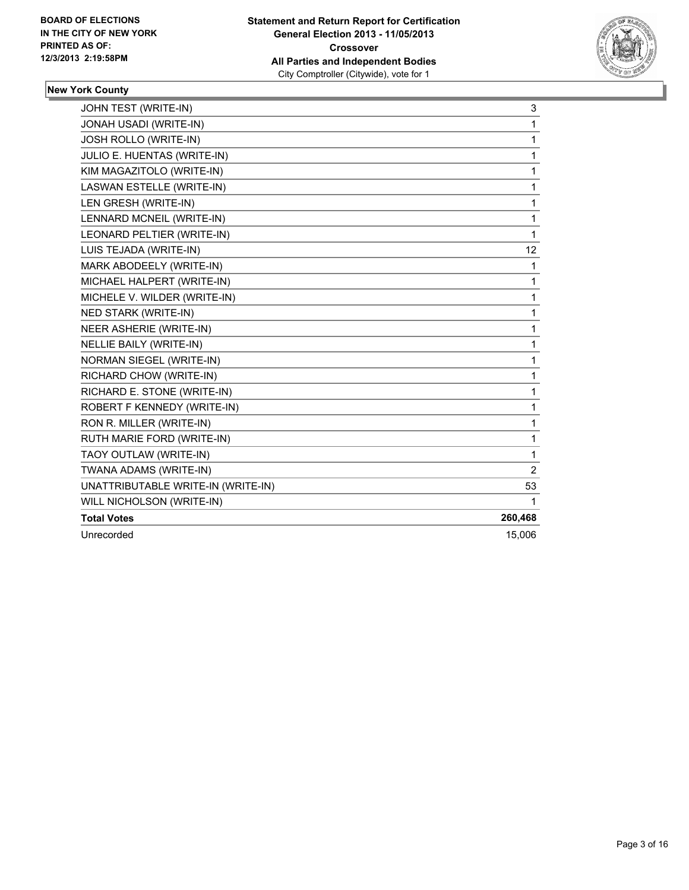**BOARD OF ELECTIONS IN THE CITY OF NEW YORK PRINTED AS OF: 12/3/2013 2:19:58PM**

**Statement and Return Report for Certification General Election 2013 - 11/05/2013 Crossover All Parties and Independent Bodies**
City Comptroller (Citywide), vote for 1

## New York County

| | |
|---|---|
| JOHN TEST (WRITE-IN) | 3 |
| JONAH USADI (WRITE-IN) | 1 |
| JOSH ROLLO (WRITE-IN) | 1 |
| JULIO E. HUENTAS (WRITE-IN) | 1 |
| KIM MAGAZITOLO (WRITE-IN) | 1 |
| LASWAN ESTELLE (WRITE-IN) | 1 |
| LEN GRESH (WRITE-IN) | 1 |
| LENNARD MCNEIL (WRITE-IN) | 1 |
| LEONARD PELTIER (WRITE-IN) | 1 |
| LUIS TEJADA (WRITE-IN) | 12 |
| MARK ABODEELY (WRITE-IN) | 1 |
| MICHAEL HALPERT (WRITE-IN) | 1 |
| MICHELE V. WILDER (WRITE-IN) | 1 |
| NED STARK (WRITE-IN) | 1 |
| NEER ASHERIE (WRITE-IN) | 1 |
| NELLIE BAILY (WRITE-IN) | 1 |
| NORMAN SIEGEL (WRITE-IN) | 1 |
| RICHARD CHOW (WRITE-IN) | 1 |
| RICHARD E. STONE (WRITE-IN) | 1 |
| ROBERT F KENNEDY (WRITE-IN) | 1 |
| RON R. MILLER (WRITE-IN) | 1 |
| RUTH MARIE FORD (WRITE-IN) | 1 |
| TAOY OUTLAW (WRITE-IN) | 1 |
| TWANA ADAMS (WRITE-IN) | 2 |
| UNATTRIBUTABLE WRITE-IN (WRITE-IN) | 53 |
| WILL NICHOLSON (WRITE-IN) | 1 |
| **Total Votes** | **260,468** |
| Unrecorded | 15,006 |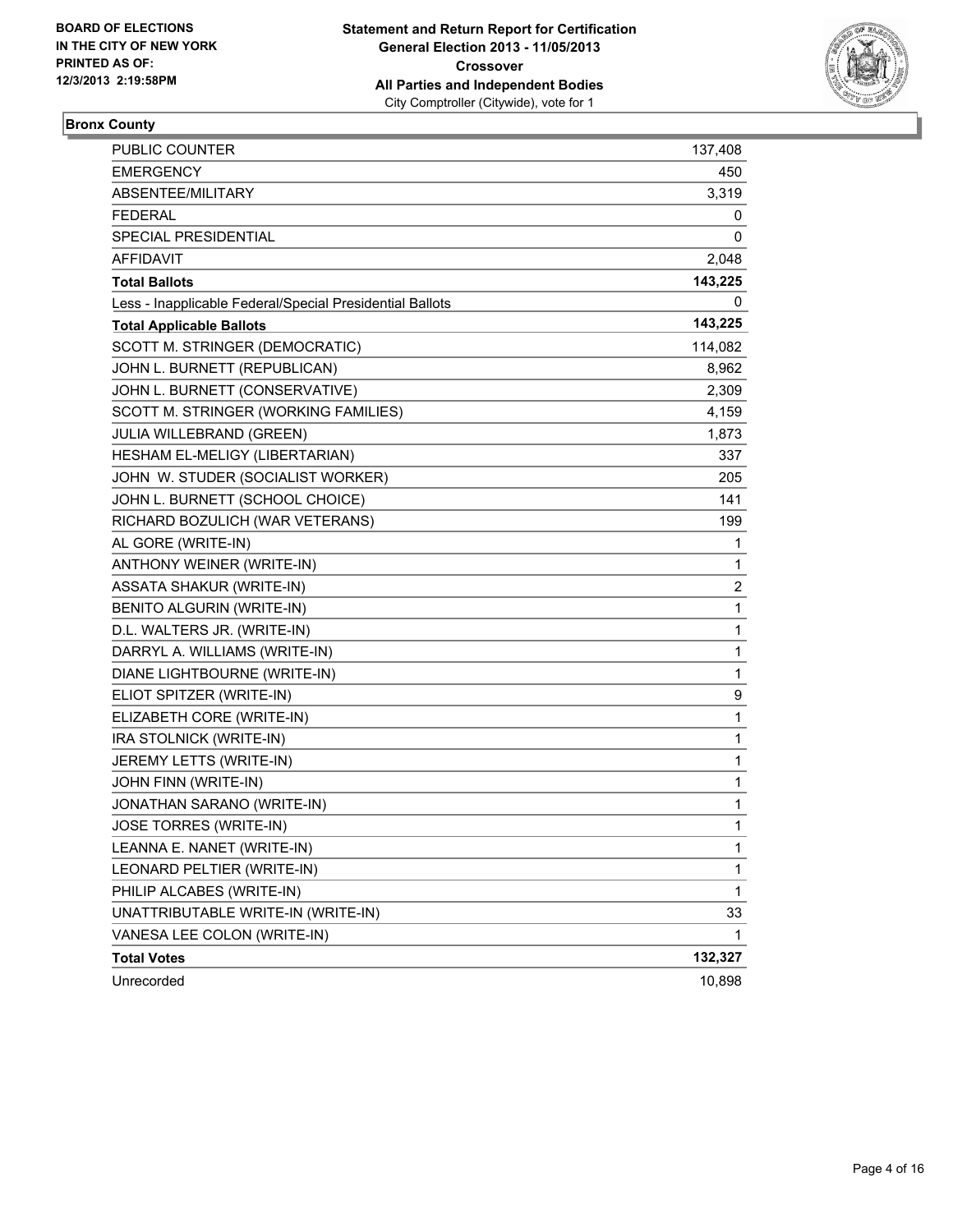BOARD OF ELECTIONS
IN THE CITY OF NEW YORK
PRINTED AS OF:
12/3/2013 2:19:58PM

**Statement and Return Report for Certification**
**General Election 2013 - 11/05/2013**
**Crossover**
**All Parties and Independent Bodies**
City Comptroller (Citywide), vote for 1

## Bronx County

| | |
|---|---|
| PUBLIC COUNTER | 137,408 |
| EMERGENCY | 450 |
| ABSENTEE/MILITARY | 3,319 |
| FEDERAL | 0 |
| SPECIAL PRESIDENTIAL | 0 |
| AFFIDAVIT | 2,048 |
| **Total Ballots** | **143,225** |
| Less - Inapplicable Federal/Special Presidential Ballots | 0 |
| **Total Applicable Ballots** | **143,225** |
| SCOTT M. STRINGER (DEMOCRATIC) | 114,082 |
| JOHN L. BURNETT (REPUBLICAN) | 8,962 |
| JOHN L. BURNETT (CONSERVATIVE) | 2,309 |
| SCOTT M. STRINGER (WORKING FAMILIES) | 4,159 |
| JULIA WILLEBRAND (GREEN) | 1,873 |
| HESHAM EL-MELIGY (LIBERTARIAN) | 337 |
| JOHN W. STUDER (SOCIALIST WORKER) | 205 |
| JOHN L. BURNETT (SCHOOL CHOICE) | 141 |
| RICHARD BOZULICH (WAR VETERANS) | 199 |
| AL GORE (WRITE-IN) | 1 |
| ANTHONY WEINER (WRITE-IN) | 1 |
| ASSATA SHAKUR (WRITE-IN) | 2 |
| BENITO ALGURIN (WRITE-IN) | 1 |
| D.L. WALTERS JR. (WRITE-IN) | 1 |
| DARRYL A. WILLIAMS (WRITE-IN) | 1 |
| DIANE LIGHTBOURNE (WRITE-IN) | 1 |
| ELIOT SPITZER (WRITE-IN) | 9 |
| ELIZABETH CORE (WRITE-IN) | 1 |
| IRA STOLNICK (WRITE-IN) | 1 |
| JEREMY LETTS (WRITE-IN) | 1 |
| JOHN FINN (WRITE-IN) | 1 |
| JONATHAN SARANO (WRITE-IN) | 1 |
| JOSE TORRES (WRITE-IN) | 1 |
| LEANNA E. NANET (WRITE-IN) | 1 |
| LEONARD PELTIER (WRITE-IN) | 1 |
| PHILIP ALCABES (WRITE-IN) | 1 |
| UNATTRIBUTABLE WRITE-IN (WRITE-IN) | 33 |
| VANESA LEE COLON (WRITE-IN) | 1 |
| **Total Votes** | **132,327** |
| Unrecorded | 10,898 |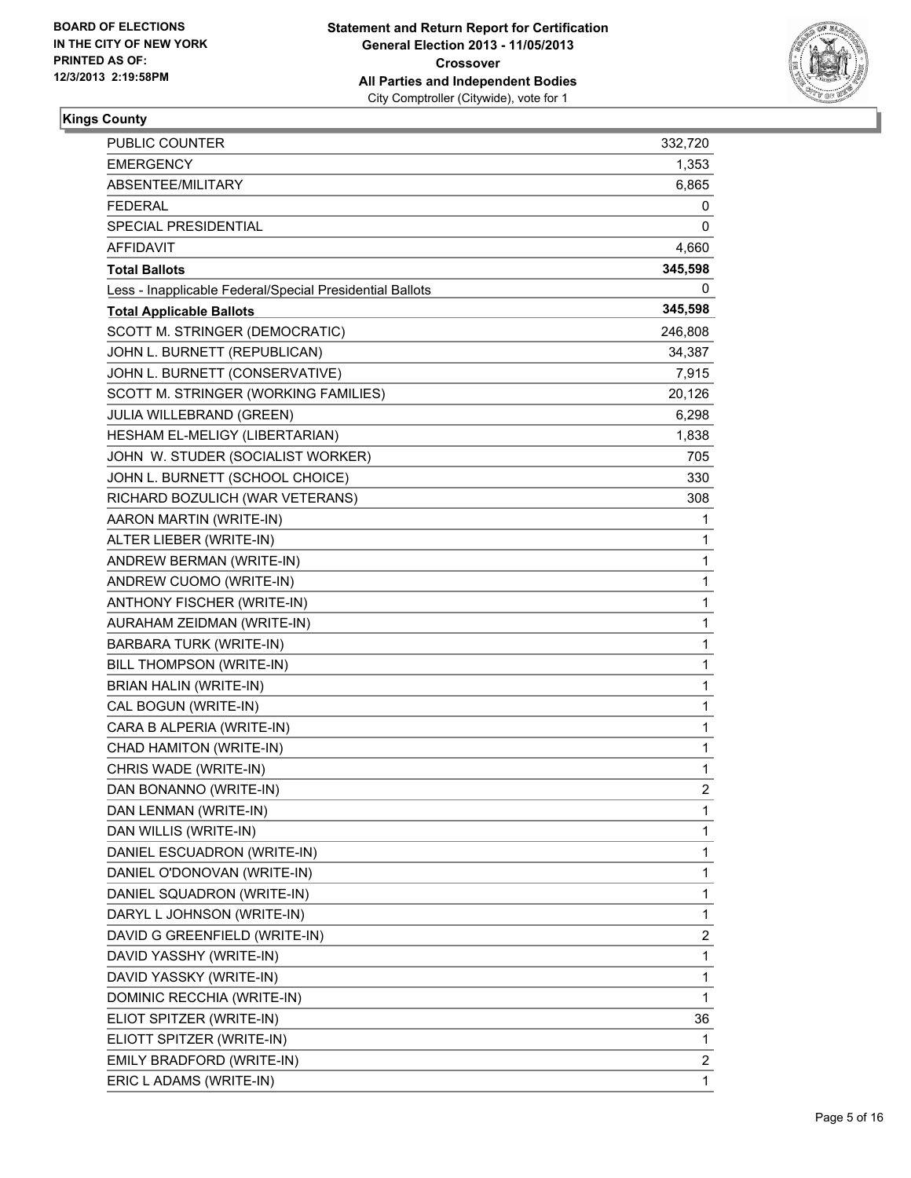**BOARD OF ELECTIONS IN THE CITY OF NEW YORK PRINTED AS OF: 12/3/2013 2:19:58PM**

**Statement and Return Report for Certification General Election 2013 - 11/05/2013 Crossover All Parties and Independent Bodies**
City Comptroller (Citywide), vote for 1

**Kings County**

| | |
|---|---|
| PUBLIC COUNTER | 332,720 |
| EMERGENCY | 1,353 |
| ABSENTEE/MILITARY | 6,865 |
| FEDERAL | 0 |
| SPECIAL PRESIDENTIAL | 0 |
| AFFIDAVIT | 4,660 |
| **Total Ballots** | **345,598** |
| Less - Inapplicable Federal/Special Presidential Ballots | 0 |
| **Total Applicable Ballots** | **345,598** |
| SCOTT M. STRINGER (DEMOCRATIC) | 246,808 |
| JOHN L. BURNETT (REPUBLICAN) | 34,387 |
| JOHN L. BURNETT (CONSERVATIVE) | 7,915 |
| SCOTT M. STRINGER (WORKING FAMILIES) | 20,126 |
| JULIA WILLEBRAND (GREEN) | 6,298 |
| HESHAM EL-MELIGY (LIBERTARIAN) | 1,838 |
| JOHN W. STUDER (SOCIALIST WORKER) | 705 |
| JOHN L. BURNETT (SCHOOL CHOICE) | 330 |
| RICHARD BOZULICH (WAR VETERANS) | 308 |
| AARON MARTIN (WRITE-IN) | 1 |
| ALTER LIEBER (WRITE-IN) | 1 |
| ANDREW BERMAN (WRITE-IN) | 1 |
| ANDREW CUOMO (WRITE-IN) | 1 |
| ANTHONY FISCHER (WRITE-IN) | 1 |
| AURAHAM ZEIDMAN (WRITE-IN) | 1 |
| BARBARA TURK (WRITE-IN) | 1 |
| BILL THOMPSON (WRITE-IN) | 1 |
| BRIAN HALIN (WRITE-IN) | 1 |
| CAL BOGUN (WRITE-IN) | 1 |
| CARA B ALPERIA (WRITE-IN) | 1 |
| CHAD HAMITON (WRITE-IN) | 1 |
| CHRIS WADE (WRITE-IN) | 1 |
| DAN BONANNO (WRITE-IN) | 2 |
| DAN LENMAN (WRITE-IN) | 1 |
| DAN WILLIS (WRITE-IN) | 1 |
| DANIEL ESCUADRON (WRITE-IN) | 1 |
| DANIEL O'DONOVAN (WRITE-IN) | 1 |
| DANIEL SQUADRON (WRITE-IN) | 1 |
| DARYL L JOHNSON (WRITE-IN) | 1 |
| DAVID G GREENFIELD (WRITE-IN) | 2 |
| DAVID YASSHY (WRITE-IN) | 1 |
| DAVID YASSKY (WRITE-IN) | 1 |
| DOMINIC RECCHIA (WRITE-IN) | 1 |
| ELIOT SPITZER (WRITE-IN) | 36 |
| ELIOTT SPITZER (WRITE-IN) | 1 |
| EMILY BRADFORD (WRITE-IN) | 2 |
| ERIC L ADAMS (WRITE-IN) | 1 |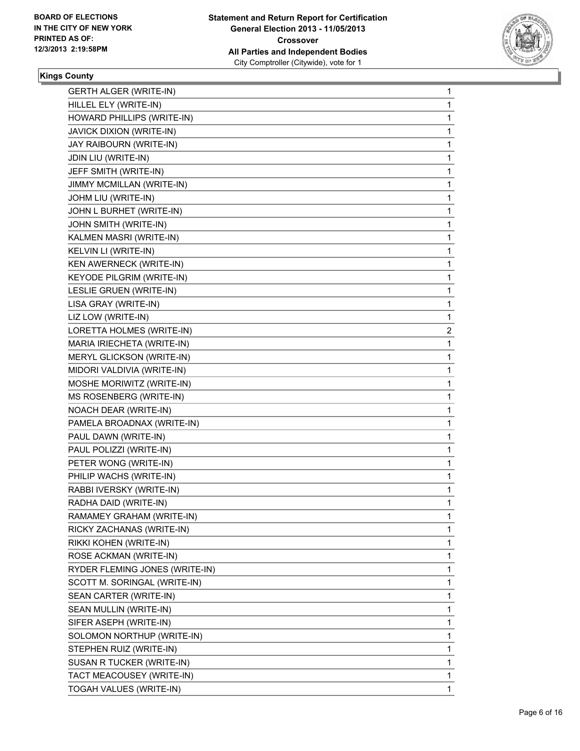**BOARD OF ELECTIONS IN THE CITY OF NEW YORK PRINTED AS OF: 12/3/2013 2:19:58PM**

**Statement and Return Report for Certification General Election 2013 - 11/05/2013 Crossover All Parties and Independent Bodies**
City Comptroller (Citywide), vote for 1

**Kings County**

| | |
|---|---|
| GERTH ALGER (WRITE-IN) | 1 |
| HILLEL ELY (WRITE-IN) | 1 |
| HOWARD PHILLIPS (WRITE-IN) | 1 |
| JAVICK DIXION (WRITE-IN) | 1 |
| JAY RAIBOURN (WRITE-IN) | 1 |
| JDIN LIU (WRITE-IN) | 1 |
| JEFF SMITH (WRITE-IN) | 1 |
| JIMMY MCMILLAN (WRITE-IN) | 1 |
| JOHM LIU (WRITE-IN) | 1 |
| JOHN L BURHET (WRITE-IN) | 1 |
| JOHN SMITH (WRITE-IN) | 1 |
| KALMEN MASRI (WRITE-IN) | 1 |
| KELVIN LI (WRITE-IN) | 1 |
| KEN AWERNECK (WRITE-IN) | 1 |
| KEYODE PILGRIM (WRITE-IN) | 1 |
| LESLIE GRUEN (WRITE-IN) | 1 |
| LISA GRAY (WRITE-IN) | 1 |
| LIZ LOW (WRITE-IN) | 1 |
| LORETTA HOLMES (WRITE-IN) | 2 |
| MARIA IRIECHETA (WRITE-IN) | 1 |
| MERYL GLICKSON (WRITE-IN) | 1 |
| MIDORI VALDIVIA (WRITE-IN) | 1 |
| MOSHE MORIWITZ (WRITE-IN) | 1 |
| MS ROSENBERG (WRITE-IN) | 1 |
| NOACH DEAR (WRITE-IN) | 1 |
| PAMELA BROADNAX (WRITE-IN) | 1 |
| PAUL DAWN (WRITE-IN) | 1 |
| PAUL POLIZZI (WRITE-IN) | 1 |
| PETER WONG (WRITE-IN) | 1 |
| PHILIP WACHS (WRITE-IN) | 1 |
| RABBI IVERSKY (WRITE-IN) | 1 |
| RADHA DAID (WRITE-IN) | 1 |
| RAMAMEY GRAHAM (WRITE-IN) | 1 |
| RICKY ZACHANAS (WRITE-IN) | 1 |
| RIKKI KOHEN (WRITE-IN) | 1 |
| ROSE ACKMAN (WRITE-IN) | 1 |
| RYDER FLEMING JONES (WRITE-IN) | 1 |
| SCOTT M. SORINGAL (WRITE-IN) | 1 |
| SEAN CARTER (WRITE-IN) | 1 |
| SEAN MULLIN (WRITE-IN) | 1 |
| SIFER ASEPH (WRITE-IN) | 1 |
| SOLOMON NORTHUP (WRITE-IN) | 1 |
| STEPHEN RUIZ (WRITE-IN) | 1 |
| SUSAN R TUCKER (WRITE-IN) | 1 |
| TACT MEACOUSEY (WRITE-IN) | 1 |
| TOGAH VALUES (WRITE-IN) | 1 |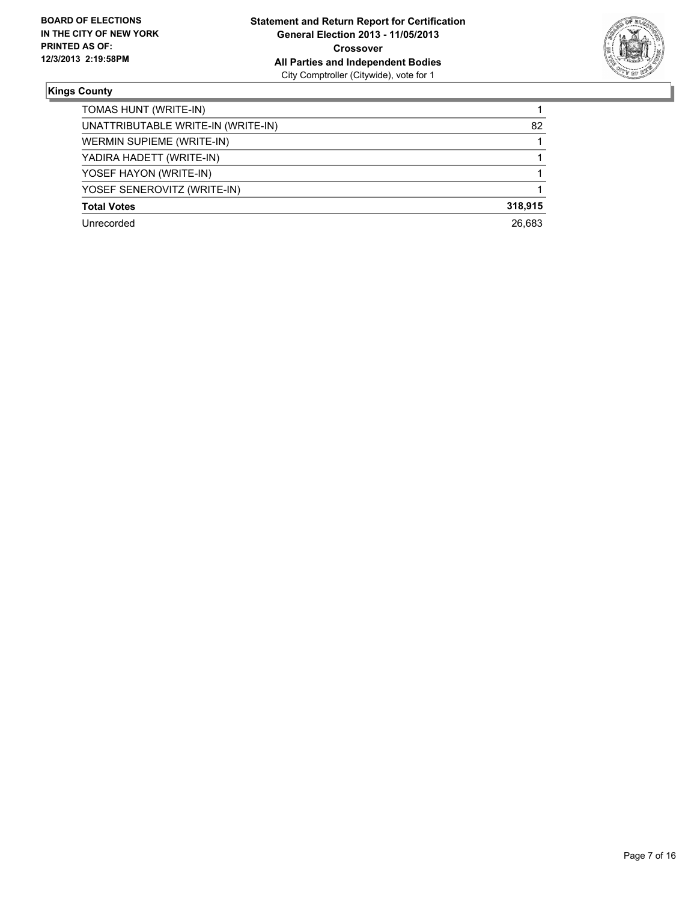**Kings County**

| | |
|---|---|
| TOMAS HUNT (WRITE-IN) | 1 |
| UNATTRIBUTABLE WRITE-IN (WRITE-IN) | 82 |
| WERMIN SUPIEME (WRITE-IN) | 1 |
| YADIRA HADETT (WRITE-IN) | 1 |
| YOSEF HAYON (WRITE-IN) | 1 |
| YOSEF SENEROVITZ (WRITE-IN) | 1 |
| **Total Votes** | **318,915** |
| Unrecorded | 26,683 |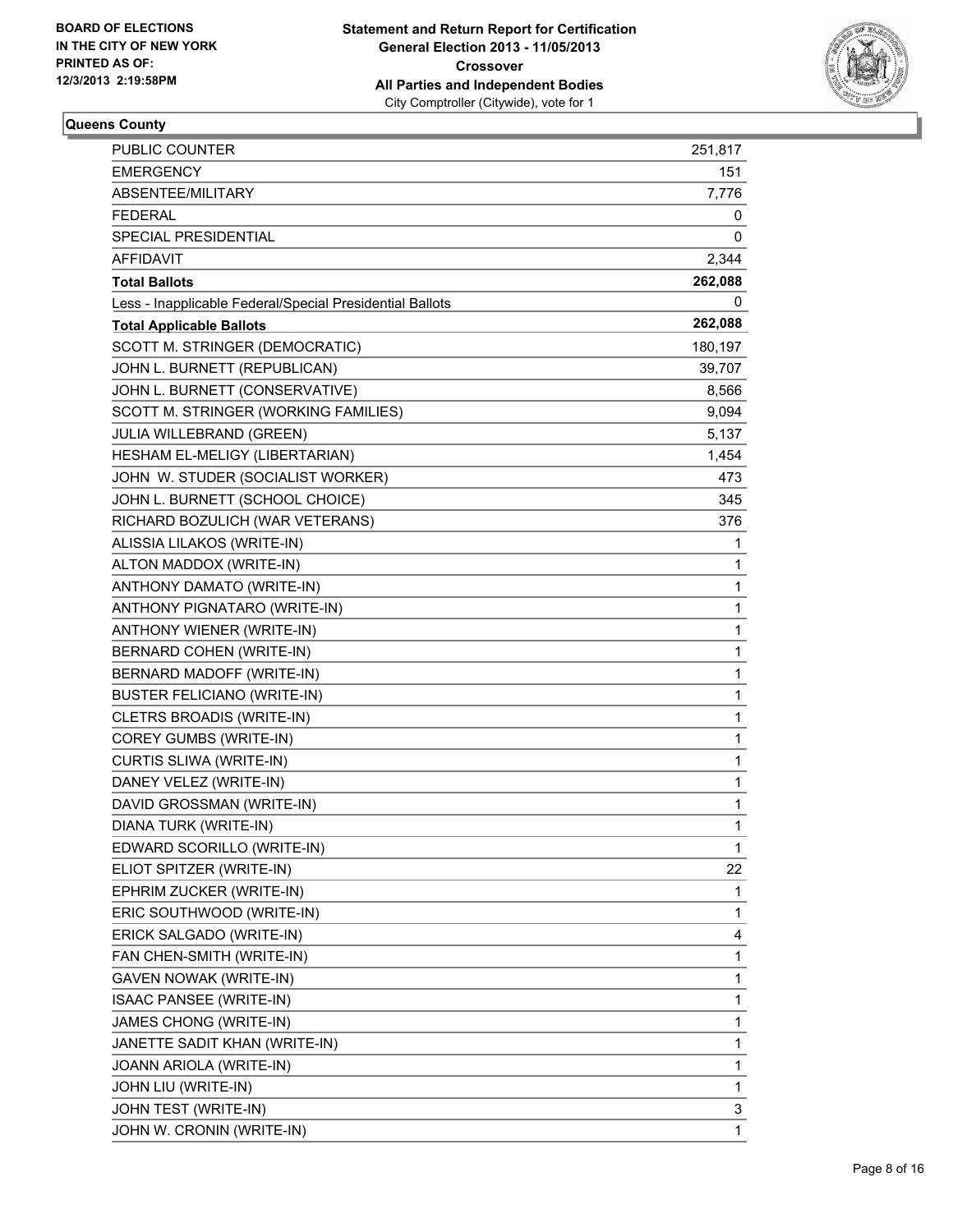BOARD OF ELECTIONS
IN THE CITY OF NEW YORK
PRINTED AS OF:
12/3/2013 2:19:58PM

**Statement and Return Report for Certification**
**General Election 2013 - 11/05/2013**
**Crossover**
**All Parties and Independent Bodies**
City Comptroller (Citywide), vote for 1

### Queens County

| | |
|---|---|
| PUBLIC COUNTER | 251,817 |
| EMERGENCY | 151 |
| ABSENTEE/MILITARY | 7,776 |
| FEDERAL | 0 |
| SPECIAL PRESIDENTIAL | 0 |
| AFFIDAVIT | 2,344 |
| **Total Ballots** | **262,088** |
| Less - Inapplicable Federal/Special Presidential Ballots | 0 |
| **Total Applicable Ballots** | **262,088** |
| SCOTT M. STRINGER (DEMOCRATIC) | 180,197 |
| JOHN L. BURNETT (REPUBLICAN) | 39,707 |
| JOHN L. BURNETT (CONSERVATIVE) | 8,566 |
| SCOTT M. STRINGER (WORKING FAMILIES) | 9,094 |
| JULIA WILLEBRAND (GREEN) | 5,137 |
| HESHAM EL-MELIGY (LIBERTARIAN) | 1,454 |
| JOHN W. STUDER (SOCIALIST WORKER) | 473 |
| JOHN L. BURNETT (SCHOOL CHOICE) | 345 |
| RICHARD BOZULICH (WAR VETERANS) | 376 |
| ALISSIA LILAKOS (WRITE-IN) | 1 |
| ALTON MADDOX (WRITE-IN) | 1 |
| ANTHONY DAMATO (WRITE-IN) | 1 |
| ANTHONY PIGNATARO (WRITE-IN) | 1 |
| ANTHONY WIENER (WRITE-IN) | 1 |
| BERNARD COHEN (WRITE-IN) | 1 |
| BERNARD MADOFF (WRITE-IN) | 1 |
| BUSTER FELICIANO (WRITE-IN) | 1 |
| CLETRS BROADIS (WRITE-IN) | 1 |
| COREY GUMBS (WRITE-IN) | 1 |
| CURTIS SLIWA (WRITE-IN) | 1 |
| DANEY VELEZ (WRITE-IN) | 1 |
| DAVID GROSSMAN (WRITE-IN) | 1 |
| DIANA TURK (WRITE-IN) | 1 |
| EDWARD SCORILLO (WRITE-IN) | 1 |
| ELIOT SPITZER (WRITE-IN) | 22 |
| EPHRIM ZUCKER (WRITE-IN) | 1 |
| ERIC SOUTHWOOD (WRITE-IN) | 1 |
| ERICK SALGADO (WRITE-IN) | 4 |
| FAN CHEN-SMITH (WRITE-IN) | 1 |
| GAVEN NOWAK (WRITE-IN) | 1 |
| ISAAC PANSEE (WRITE-IN) | 1 |
| JAMES CHONG (WRITE-IN) | 1 |
| JANETTE SADIT KHAN (WRITE-IN) | 1 |
| JOANN ARIOLA (WRITE-IN) | 1 |
| JOHN LIU (WRITE-IN) | 1 |
| JOHN TEST (WRITE-IN) | 3 |
| JOHN W. CRONIN (WRITE-IN) | 1 |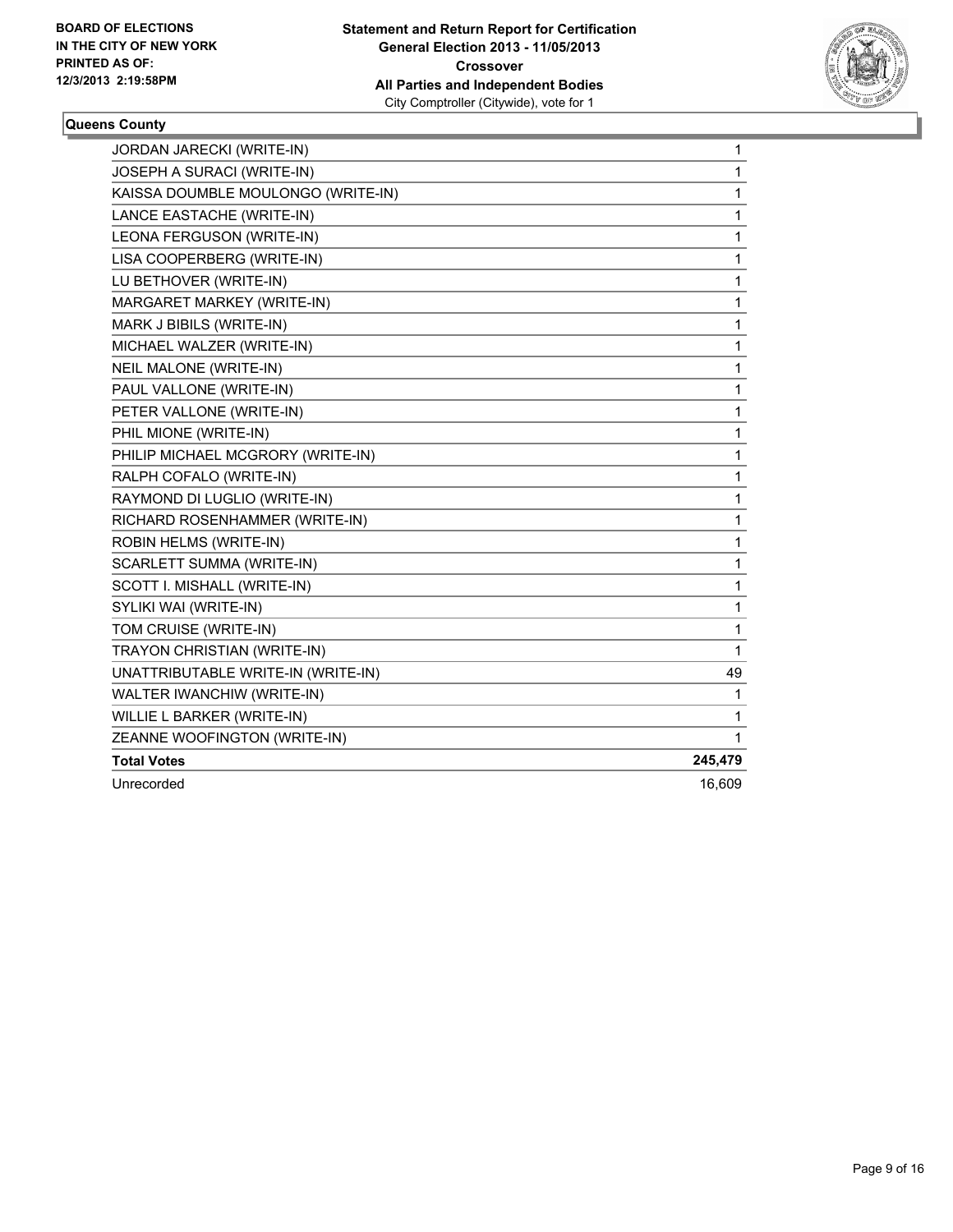**Statement and Return Report for Certification**
**General Election 2013 - 11/05/2013**
**Crossover**
**All Parties and Independent Bodies**
City Comptroller (Citywide), vote for 1

BOARD OF ELECTIONS
IN THE CITY OF NEW YORK
PRINTED AS OF:
12/3/2013 2:19:58PM

**Queens County**

| | |
|---|---|
| JORDAN JARECKI (WRITE-IN) | 1 |
| JOSEPH A SURACI (WRITE-IN) | 1 |
| KAISSA DOUMBLE MOULONGO (WRITE-IN) | 1 |
| LANCE EASTACHE (WRITE-IN) | 1 |
| LEONA FERGUSON (WRITE-IN) | 1 |
| LISA COOPERBERG (WRITE-IN) | 1 |
| LU BETHOVER (WRITE-IN) | 1 |
| MARGARET MARKEY (WRITE-IN) | 1 |
| MARK J BIBILS (WRITE-IN) | 1 |
| MICHAEL WALZER (WRITE-IN) | 1 |
| NEIL MALONE (WRITE-IN) | 1 |
| PAUL VALLONE (WRITE-IN) | 1 |
| PETER VALLONE (WRITE-IN) | 1 |
| PHIL MIONE (WRITE-IN) | 1 |
| PHILIP MICHAEL MCGRORY (WRITE-IN) | 1 |
| RALPH COFALO (WRITE-IN) | 1 |
| RAYMOND DI LUGLIO (WRITE-IN) | 1 |
| RICHARD ROSENHAMMER (WRITE-IN) | 1 |
| ROBIN HELMS (WRITE-IN) | 1 |
| SCARLETT SUMMA (WRITE-IN) | 1 |
| SCOTT I. MISHALL (WRITE-IN) | 1 |
| SYLIKI WAI (WRITE-IN) | 1 |
| TOM CRUISE (WRITE-IN) | 1 |
| TRAYON CHRISTIAN (WRITE-IN) | 1 |
| UNATTRIBUTABLE WRITE-IN (WRITE-IN) | 49 |
| WALTER IWANCHIW (WRITE-IN) | 1 |
| WILLIE L BARKER (WRITE-IN) | 1 |
| ZEANNE WOOFINGTON (WRITE-IN) | 1 |
| **Total Votes** | **245,479** |
| Unrecorded | 16,609 |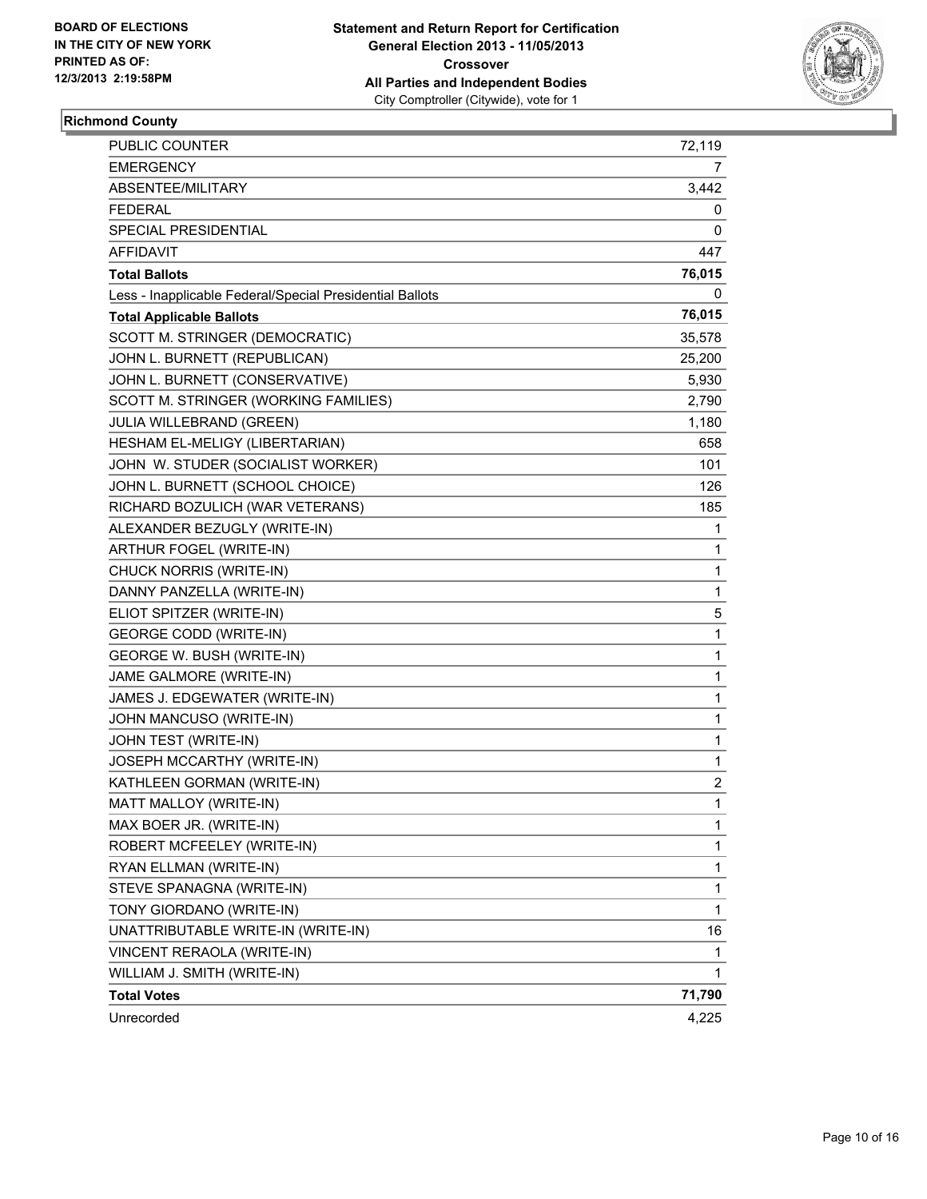BOARD OF ELECTIONS
IN THE CITY OF NEW YORK
PRINTED AS OF:
12/3/2013 2:19:58PM

**Statement and Return Report for Certification**
**General Election 2013 - 11/05/2013**
**Crossover**
**All Parties and Independent Bodies**
City Comptroller (Citywide), vote for 1

## Richmond County

| | |
|---|---|
| PUBLIC COUNTER | 72,119 |
| EMERGENCY | 7 |
| ABSENTEE/MILITARY | 3,442 |
| FEDERAL | 0 |
| SPECIAL PRESIDENTIAL | 0 |
| AFFIDAVIT | 447 |
| **Total Ballots** | **76,015** |
| Less - Inapplicable Federal/Special Presidential Ballots | 0 |
| **Total Applicable Ballots** | **76,015** |
| SCOTT M. STRINGER (DEMOCRATIC) | 35,578 |
| JOHN L. BURNETT (REPUBLICAN) | 25,200 |
| JOHN L. BURNETT (CONSERVATIVE) | 5,930 |
| SCOTT M. STRINGER (WORKING FAMILIES) | 2,790 |
| JULIA WILLEBRAND (GREEN) | 1,180 |
| HESHAM EL-MELIGY (LIBERTARIAN) | 658 |
| JOHN W. STUDER (SOCIALIST WORKER) | 101 |
| JOHN L. BURNETT (SCHOOL CHOICE) | 126 |
| RICHARD BOZULICH (WAR VETERANS) | 185 |
| ALEXANDER BEZUGLY (WRITE-IN) | 1 |
| ARTHUR FOGEL (WRITE-IN) | 1 |
| CHUCK NORRIS (WRITE-IN) | 1 |
| DANNY PANZELLA (WRITE-IN) | 1 |
| ELIOT SPITZER (WRITE-IN) | 5 |
| GEORGE CODD (WRITE-IN) | 1 |
| GEORGE W. BUSH (WRITE-IN) | 1 |
| JAME GALMORE (WRITE-IN) | 1 |
| JAMES J. EDGEWATER (WRITE-IN) | 1 |
| JOHN MANCUSO (WRITE-IN) | 1 |
| JOHN TEST (WRITE-IN) | 1 |
| JOSEPH MCCARTHY (WRITE-IN) | 1 |
| KATHLEEN GORMAN (WRITE-IN) | 2 |
| MATT MALLOY (WRITE-IN) | 1 |
| MAX BOER JR. (WRITE-IN) | 1 |
| ROBERT MCFEELEY (WRITE-IN) | 1 |
| RYAN ELLMAN (WRITE-IN) | 1 |
| STEVE SPANAGNA (WRITE-IN) | 1 |
| TONY GIORDANO (WRITE-IN) | 1 |
| UNATTRIBUTABLE WRITE-IN (WRITE-IN) | 16 |
| VINCENT RERAOLA (WRITE-IN) | 1 |
| WILLIAM J. SMITH (WRITE-IN) | 1 |
| **Total Votes** | **71,790** |
| Unrecorded | 4,225 |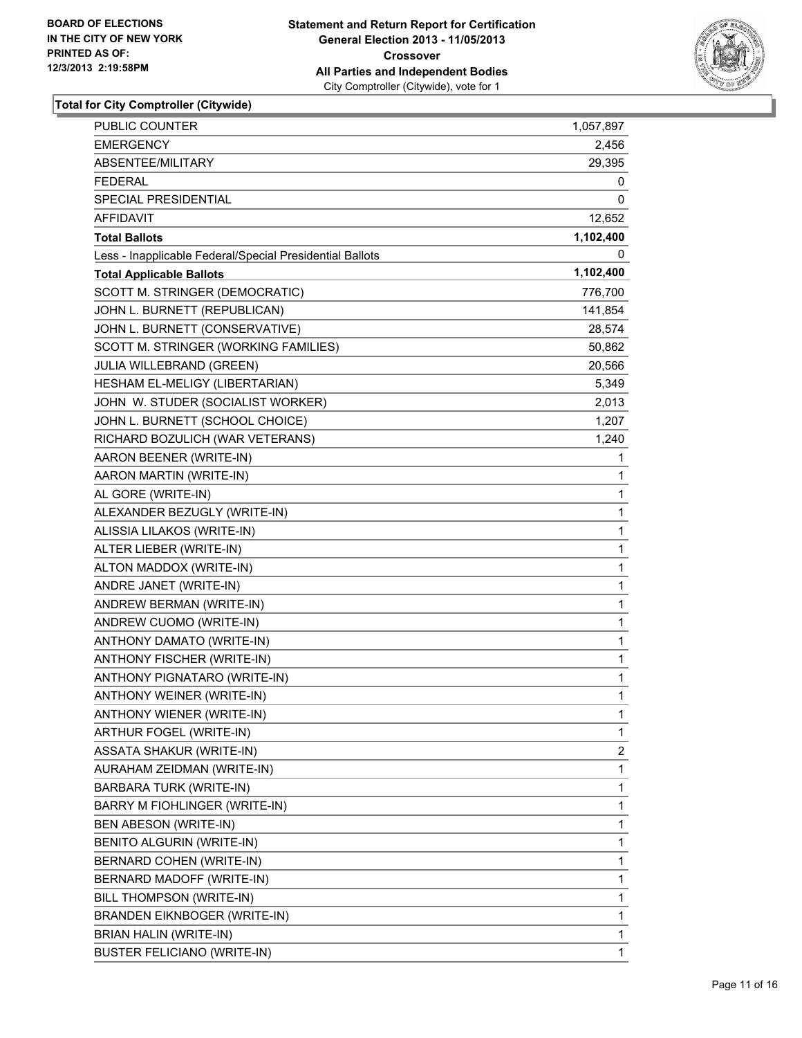**BOARD OF ELECTIONS IN THE CITY OF NEW YORK PRINTED AS OF: 12/3/2013 2:19:58PM**

**Statement and Return Report for Certification General Election 2013 - 11/05/2013 Crossover All Parties and Independent Bodies**
City Comptroller (Citywide), vote for 1

## Total for City Comptroller (Citywide)

| | |
|---|---|
| PUBLIC COUNTER | 1,057,897 |
| EMERGENCY | 2,456 |
| ABSENTEE/MILITARY | 29,395 |
| FEDERAL | 0 |
| SPECIAL PRESIDENTIAL | 0 |
| AFFIDAVIT | 12,652 |
| **Total Ballots** | **1,102,400** |
| Less - Inapplicable Federal/Special Presidential Ballots | 0 |
| **Total Applicable Ballots** | **1,102,400** |
| SCOTT M. STRINGER (DEMOCRATIC) | 776,700 |
| JOHN L. BURNETT (REPUBLICAN) | 141,854 |
| JOHN L. BURNETT (CONSERVATIVE) | 28,574 |
| SCOTT M. STRINGER (WORKING FAMILIES) | 50,862 |
| JULIA WILLEBRAND (GREEN) | 20,566 |
| HESHAM EL-MELIGY (LIBERTARIAN) | 5,349 |
| JOHN W. STUDER (SOCIALIST WORKER) | 2,013 |
| JOHN L. BURNETT (SCHOOL CHOICE) | 1,207 |
| RICHARD BOZULICH (WAR VETERANS) | 1,240 |
| AARON BEENER (WRITE-IN) | 1 |
| AARON MARTIN (WRITE-IN) | 1 |
| AL GORE (WRITE-IN) | 1 |
| ALEXANDER BEZUGLY (WRITE-IN) | 1 |
| ALISSIA LILAKOS (WRITE-IN) | 1 |
| ALTER LIEBER (WRITE-IN) | 1 |
| ALTON MADDOX (WRITE-IN) | 1 |
| ANDRE JANET (WRITE-IN) | 1 |
| ANDREW BERMAN (WRITE-IN) | 1 |
| ANDREW CUOMO (WRITE-IN) | 1 |
| ANTHONY DAMATO (WRITE-IN) | 1 |
| ANTHONY FISCHER (WRITE-IN) | 1 |
| ANTHONY PIGNATARO (WRITE-IN) | 1 |
| ANTHONY WEINER (WRITE-IN) | 1 |
| ANTHONY WIENER (WRITE-IN) | 1 |
| ARTHUR FOGEL (WRITE-IN) | 1 |
| ASSATA SHAKUR (WRITE-IN) | 2 |
| AURAHAM ZEIDMAN (WRITE-IN) | 1 |
| BARBARA TURK (WRITE-IN) | 1 |
| BARRY M FIOHLINGER (WRITE-IN) | 1 |
| BEN ABESON (WRITE-IN) | 1 |
| BENITO ALGURIN (WRITE-IN) | 1 |
| BERNARD COHEN (WRITE-IN) | 1 |
| BERNARD MADOFF (WRITE-IN) | 1 |
| BILL THOMPSON (WRITE-IN) | 1 |
| BRANDEN EIKNBOGER (WRITE-IN) | 1 |
| BRIAN HALIN (WRITE-IN) | 1 |
| BUSTER FELICIANO (WRITE-IN) | 1 |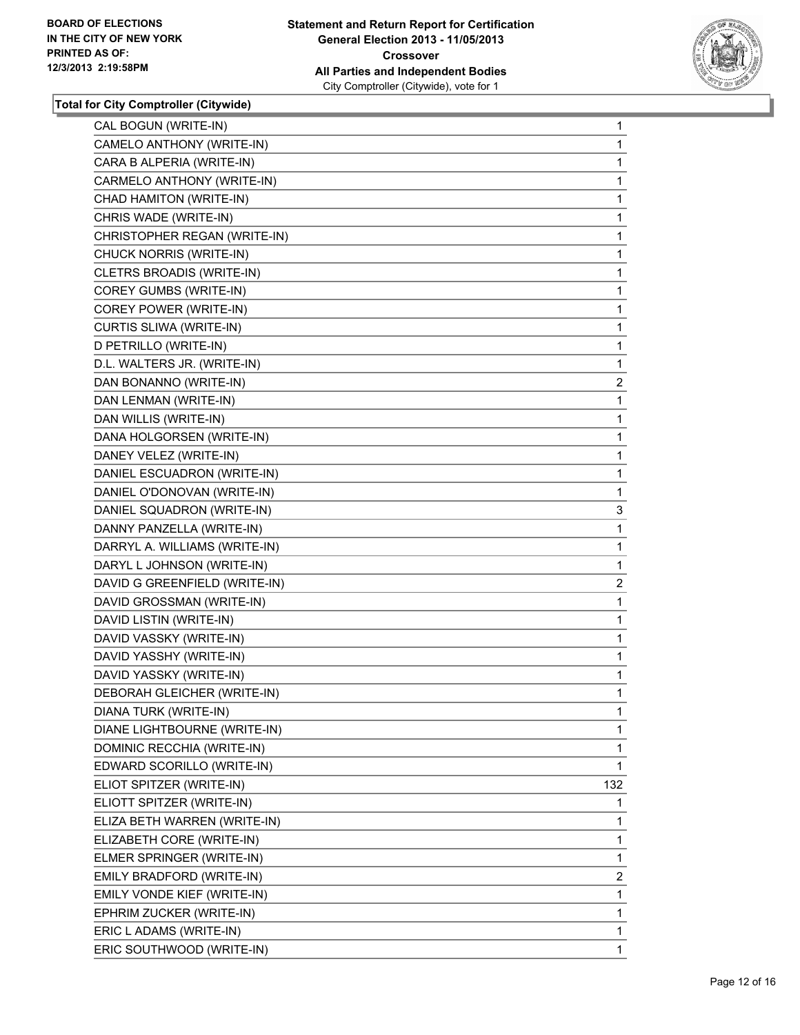**BOARD OF ELECTIONS IN THE CITY OF NEW YORK PRINTED AS OF: 12/3/2013 2:19:58PM**

**Statement and Return Report for Certification General Election 2013 - 11/05/2013 Crossover All Parties and Independent Bodies**
City Comptroller (Citywide), vote for 1

**Total for City Comptroller (Citywide)**

| | |
|---|---|
| CAL BOGUN (WRITE-IN) | 1 |
| CAMELO ANTHONY (WRITE-IN) | 1 |
| CARA B ALPERIA (WRITE-IN) | 1 |
| CARMELO ANTHONY (WRITE-IN) | 1 |
| CHAD HAMITON (WRITE-IN) | 1 |
| CHRIS WADE (WRITE-IN) | 1 |
| CHRISTOPHER REGAN (WRITE-IN) | 1 |
| CHUCK NORRIS (WRITE-IN) | 1 |
| CLETRS BROADIS (WRITE-IN) | 1 |
| COREY GUMBS (WRITE-IN) | 1 |
| COREY POWER (WRITE-IN) | 1 |
| CURTIS SLIWA (WRITE-IN) | 1 |
| D PETRILLO (WRITE-IN) | 1 |
| D.L. WALTERS JR. (WRITE-IN) | 1 |
| DAN BONANNO (WRITE-IN) | 2 |
| DAN LENMAN (WRITE-IN) | 1 |
| DAN WILLIS (WRITE-IN) | 1 |
| DANA HOLGORSEN (WRITE-IN) | 1 |
| DANEY VELEZ (WRITE-IN) | 1 |
| DANIEL ESCUADRON (WRITE-IN) | 1 |
| DANIEL O'DONOVAN (WRITE-IN) | 1 |
| DANIEL SQUADRON (WRITE-IN) | 3 |
| DANNY PANZELLA (WRITE-IN) | 1 |
| DARRYL A. WILLIAMS (WRITE-IN) | 1 |
| DARYL L JOHNSON (WRITE-IN) | 1 |
| DAVID G GREENFIELD (WRITE-IN) | 2 |
| DAVID GROSSMAN (WRITE-IN) | 1 |
| DAVID LISTIN (WRITE-IN) | 1 |
| DAVID VASSKY (WRITE-IN) | 1 |
| DAVID YASSHY (WRITE-IN) | 1 |
| DAVID YASSKY (WRITE-IN) | 1 |
| DEBORAH GLEICHER (WRITE-IN) | 1 |
| DIANA TURK (WRITE-IN) | 1 |
| DIANE LIGHTBOURNE (WRITE-IN) | 1 |
| DOMINIC RECCHIA (WRITE-IN) | 1 |
| EDWARD SCORILLO (WRITE-IN) | 1 |
| ELIOT SPITZER (WRITE-IN) | 132 |
| ELIOTT SPITZER (WRITE-IN) | 1 |
| ELIZA BETH WARREN (WRITE-IN) | 1 |
| ELIZABETH CORE (WRITE-IN) | 1 |
| ELMER SPRINGER (WRITE-IN) | 1 |
| EMILY BRADFORD (WRITE-IN) | 2 |
| EMILY VONDE KIEF (WRITE-IN) | 1 |
| EPHRIM ZUCKER (WRITE-IN) | 1 |
| ERIC L ADAMS (WRITE-IN) | 1 |
| ERIC SOUTHWOOD (WRITE-IN) | 1 |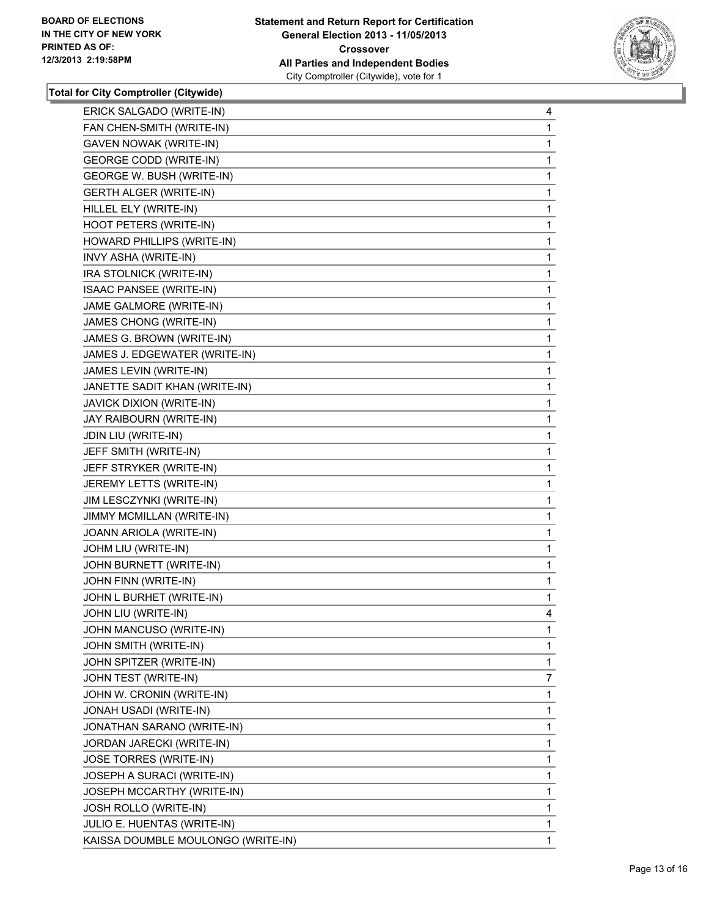**Total for City Comptroller (Citywide)**

| | |
|---|---|
| ERICK SALGADO (WRITE-IN) | 4 |
| FAN CHEN-SMITH (WRITE-IN) | 1 |
| GAVEN NOWAK (WRITE-IN) | 1 |
| GEORGE CODD (WRITE-IN) | 1 |
| GEORGE W. BUSH (WRITE-IN) | 1 |
| GERTH ALGER (WRITE-IN) | 1 |
| HILLEL ELY (WRITE-IN) | 1 |
| HOOT PETERS (WRITE-IN) | 1 |
| HOWARD PHILLIPS (WRITE-IN) | 1 |
| INVY ASHA (WRITE-IN) | 1 |
| IRA STOLNICK (WRITE-IN) | 1 |
| ISAAC PANSEE (WRITE-IN) | 1 |
| JAME GALMORE (WRITE-IN) | 1 |
| JAMES CHONG (WRITE-IN) | 1 |
| JAMES G. BROWN (WRITE-IN) | 1 |
| JAMES J. EDGEWATER (WRITE-IN) | 1 |
| JAMES LEVIN (WRITE-IN) | 1 |
| JANETTE SADIT KHAN (WRITE-IN) | 1 |
| JAVICK DIXION (WRITE-IN) | 1 |
| JAY RAIBOURN (WRITE-IN) | 1 |
| JDIN LIU (WRITE-IN) | 1 |
| JEFF SMITH (WRITE-IN) | 1 |
| JEFF STRYKER (WRITE-IN) | 1 |
| JEREMY LETTS (WRITE-IN) | 1 |
| JIM LESCZYNKI (WRITE-IN) | 1 |
| JIMMY MCMILLAN (WRITE-IN) | 1 |
| JOANN ARIOLA (WRITE-IN) | 1 |
| JOHM LIU (WRITE-IN) | 1 |
| JOHN BURNETT (WRITE-IN) | 1 |
| JOHN FINN (WRITE-IN) | 1 |
| JOHN L BURHET (WRITE-IN) | 1 |
| JOHN LIU (WRITE-IN) | 4 |
| JOHN MANCUSO (WRITE-IN) | 1 |
| JOHN SMITH (WRITE-IN) | 1 |
| JOHN SPITZER (WRITE-IN) | 1 |
| JOHN TEST (WRITE-IN) | 7 |
| JOHN W. CRONIN (WRITE-IN) | 1 |
| JONAH USADI (WRITE-IN) | 1 |
| JONATHAN SARANO (WRITE-IN) | 1 |
| JORDAN JARECKI (WRITE-IN) | 1 |
| JOSE TORRES (WRITE-IN) | 1 |
| JOSEPH A SURACI (WRITE-IN) | 1 |
| JOSEPH MCCARTHY (WRITE-IN) | 1 |
| JOSH ROLLO (WRITE-IN) | 1 |
| JULIO E. HUENTAS (WRITE-IN) | 1 |
| KAISSA DOUMBLE MOULONGO (WRITE-IN) | 1 |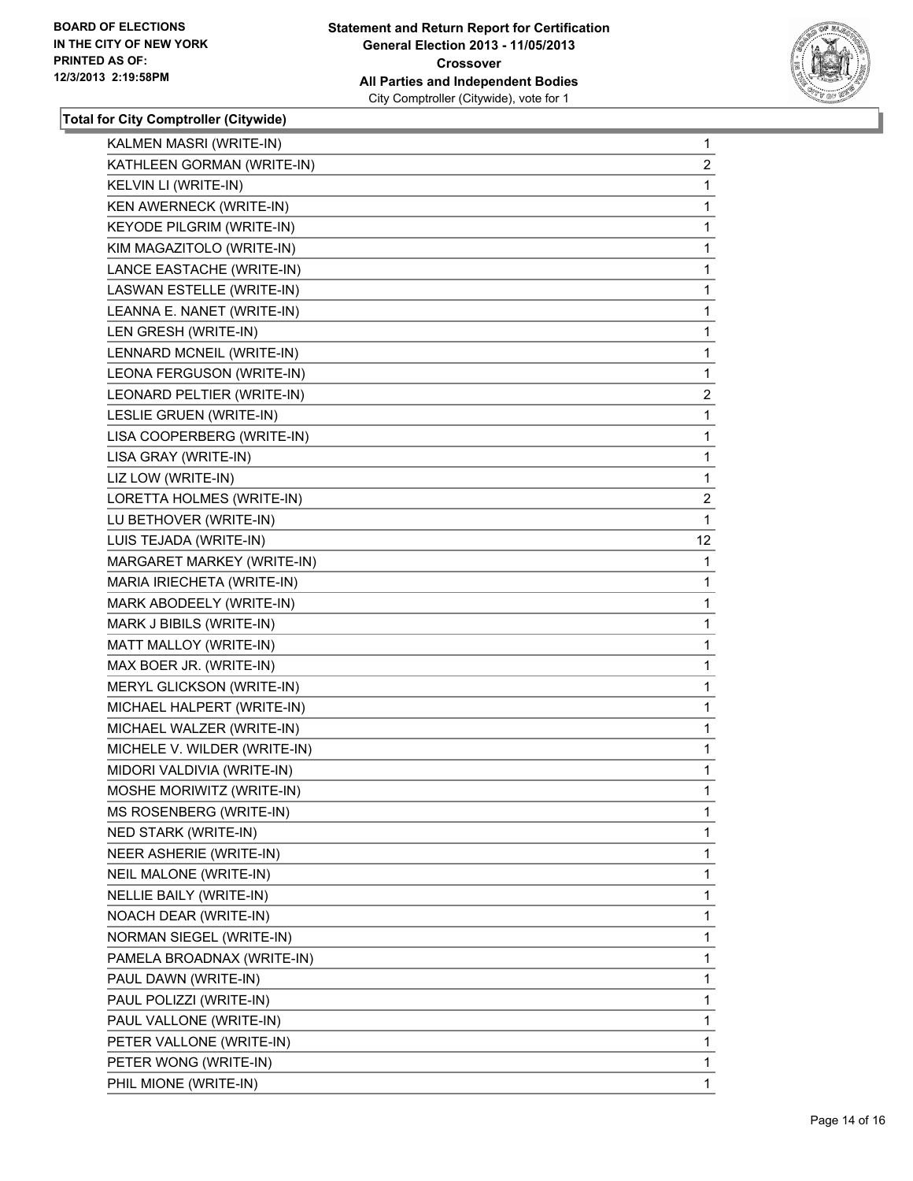**BOARD OF ELECTIONS IN THE CITY OF NEW YORK PRINTED AS OF: 12/3/2013 2:19:58PM**

**Statement and Return Report for Certification General Election 2013 - 11/05/2013 Crossover All Parties and Independent Bodies**
City Comptroller (Citywide), vote for 1

### Total for City Comptroller (Citywide)

| | |
|---|---|
| KALMEN MASRI (WRITE-IN) | 1 |
| KATHLEEN GORMAN (WRITE-IN) | 2 |
| KELVIN LI (WRITE-IN) | 1 |
| KEN AWERNECK (WRITE-IN) | 1 |
| KEYODE PILGRIM (WRITE-IN) | 1 |
| KIM MAGAZITOLO (WRITE-IN) | 1 |
| LANCE EASTACHE (WRITE-IN) | 1 |
| LASWAN ESTELLE (WRITE-IN) | 1 |
| LEANNA E. NANET (WRITE-IN) | 1 |
| LEN GRESH (WRITE-IN) | 1 |
| LENNARD MCNEIL (WRITE-IN) | 1 |
| LEONA FERGUSON (WRITE-IN) | 1 |
| LEONARD PELTIER (WRITE-IN) | 2 |
| LESLIE GRUEN (WRITE-IN) | 1 |
| LISA COOPERBERG (WRITE-IN) | 1 |
| LISA GRAY (WRITE-IN) | 1 |
| LIZ LOW (WRITE-IN) | 1 |
| LORETTA HOLMES (WRITE-IN) | 2 |
| LU BETHOVER (WRITE-IN) | 1 |
| LUIS TEJADA (WRITE-IN) | 12 |
| MARGARET MARKEY (WRITE-IN) | 1 |
| MARIA IRIECHETA (WRITE-IN) | 1 |
| MARK ABODEELY (WRITE-IN) | 1 |
| MARK J BIBILS (WRITE-IN) | 1 |
| MATT MALLOY (WRITE-IN) | 1 |
| MAX BOER JR. (WRITE-IN) | 1 |
| MERYL GLICKSON (WRITE-IN) | 1 |
| MICHAEL HALPERT (WRITE-IN) | 1 |
| MICHAEL WALZER (WRITE-IN) | 1 |
| MICHELE V. WILDER (WRITE-IN) | 1 |
| MIDORI VALDIVIA (WRITE-IN) | 1 |
| MOSHE MORIWITZ (WRITE-IN) | 1 |
| MS ROSENBERG (WRITE-IN) | 1 |
| NED STARK (WRITE-IN) | 1 |
| NEER ASHERIE (WRITE-IN) | 1 |
| NEIL MALONE (WRITE-IN) | 1 |
| NELLIE BAILY (WRITE-IN) | 1 |
| NOACH DEAR (WRITE-IN) | 1 |
| NORMAN SIEGEL (WRITE-IN) | 1 |
| PAMELA BROADNAX (WRITE-IN) | 1 |
| PAUL DAWN (WRITE-IN) | 1 |
| PAUL POLIZZI (WRITE-IN) | 1 |
| PAUL VALLONE (WRITE-IN) | 1 |
| PETER VALLONE (WRITE-IN) | 1 |
| PETER WONG (WRITE-IN) | 1 |
| PHIL MIONE (WRITE-IN) | 1 |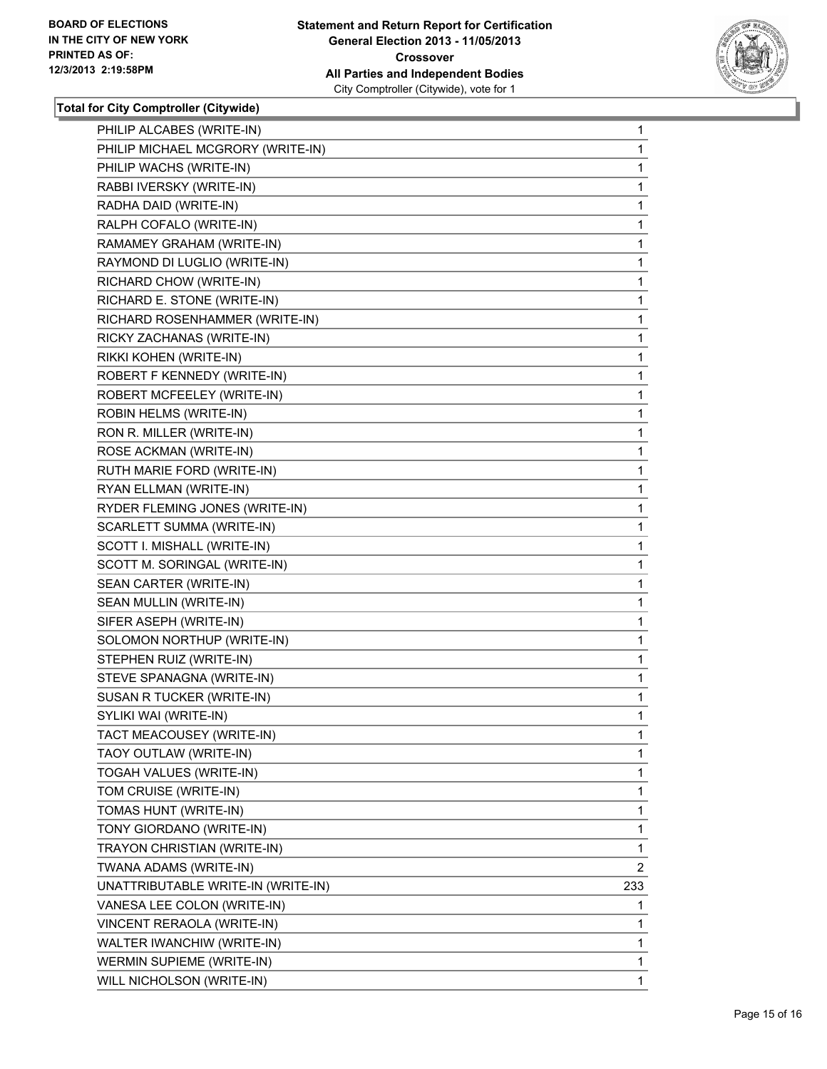**Total for City Comptroller (Citywide)**

| | |
|---|---|
| PHILIP ALCABES (WRITE-IN) | 1 |
| PHILIP MICHAEL MCGRORY (WRITE-IN) | 1 |
| PHILIP WACHS (WRITE-IN) | 1 |
| RABBI IVERSKY (WRITE-IN) | 1 |
| RADHA DAID (WRITE-IN) | 1 |
| RALPH COFALO (WRITE-IN) | 1 |
| RAMAMEY GRAHAM (WRITE-IN) | 1 |
| RAYMOND DI LUGLIO (WRITE-IN) | 1 |
| RICHARD CHOW (WRITE-IN) | 1 |
| RICHARD E. STONE (WRITE-IN) | 1 |
| RICHARD ROSENHAMMER (WRITE-IN) | 1 |
| RICKY ZACHANAS (WRITE-IN) | 1 |
| RIKKI KOHEN (WRITE-IN) | 1 |
| ROBERT F KENNEDY (WRITE-IN) | 1 |
| ROBERT MCFEELEY (WRITE-IN) | 1 |
| ROBIN HELMS (WRITE-IN) | 1 |
| RON R. MILLER (WRITE-IN) | 1 |
| ROSE ACKMAN (WRITE-IN) | 1 |
| RUTH MARIE FORD (WRITE-IN) | 1 |
| RYAN ELLMAN (WRITE-IN) | 1 |
| RYDER FLEMING JONES (WRITE-IN) | 1 |
| SCARLETT SUMMA (WRITE-IN) | 1 |
| SCOTT I. MISHALL (WRITE-IN) | 1 |
| SCOTT M. SORINGAL (WRITE-IN) | 1 |
| SEAN CARTER (WRITE-IN) | 1 |
| SEAN MULLIN (WRITE-IN) | 1 |
| SIFER ASEPH (WRITE-IN) | 1 |
| SOLOMON NORTHUP (WRITE-IN) | 1 |
| STEPHEN RUIZ (WRITE-IN) | 1 |
| STEVE SPANAGNA (WRITE-IN) | 1 |
| SUSAN R TUCKER (WRITE-IN) | 1 |
| SYLIKI WAI (WRITE-IN) | 1 |
| TACT MEACOUSEY (WRITE-IN) | 1 |
| TAOY OUTLAW (WRITE-IN) | 1 |
| TOGAH VALUES (WRITE-IN) | 1 |
| TOM CRUISE (WRITE-IN) | 1 |
| TOMAS HUNT (WRITE-IN) | 1 |
| TONY GIORDANO (WRITE-IN) | 1 |
| TRAYON CHRISTIAN (WRITE-IN) | 1 |
| TWANA ADAMS (WRITE-IN) | 2 |
| UNATTRIBUTABLE WRITE-IN (WRITE-IN) | 233 |
| VANESA LEE COLON (WRITE-IN) | 1 |
| VINCENT RERAOLA (WRITE-IN) | 1 |
| WALTER IWANCHIW (WRITE-IN) | 1 |
| WERMIN SUPIEME (WRITE-IN) | 1 |
| WILL NICHOLSON (WRITE-IN) | 1 |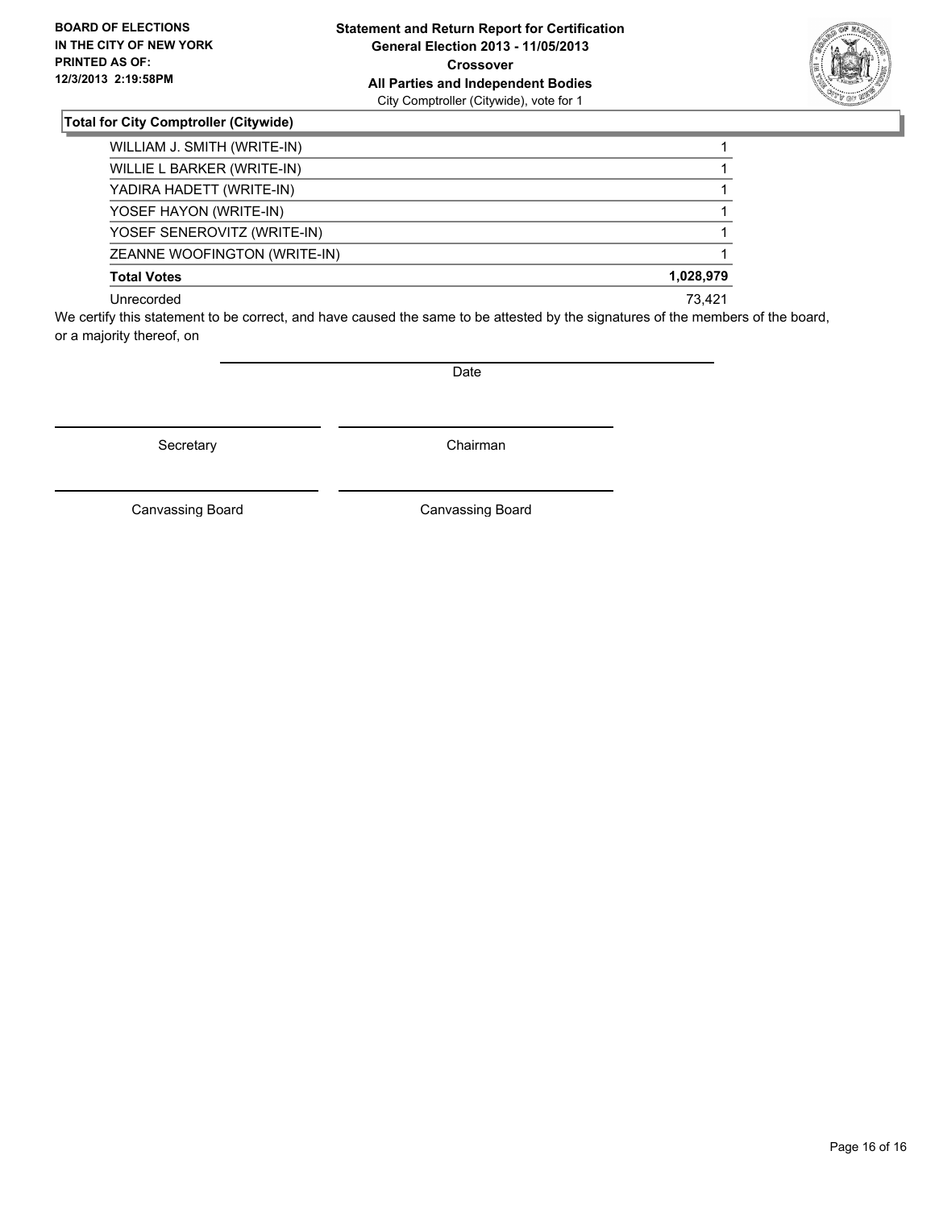**BOARD OF ELECTIONS IN THE CITY OF NEW YORK PRINTED AS OF: 12/3/2013 2:19:58PM**

**Statement and Return Report for Certification**
**General Election 2013 - 11/05/2013**
**Crossover**
**All Parties and Independent Bodies**
City Comptroller (Citywide), vote for 1

### Total for City Comptroller (Citywide)

| | |
|---|---|
| WILLIAM J. SMITH (WRITE-IN) | 1 |
| WILLIE L BARKER (WRITE-IN) | 1 |
| YADIRA HADETT (WRITE-IN) | 1 |
| YOSEF HAYON (WRITE-IN) | 1 |
| YOSEF SENEROVITZ (WRITE-IN) | 1 |
| ZEANNE WOOFINGTON (WRITE-IN) | 1 |
| **Total Votes** | **1,028,979** |
| Unrecorded | 73,421 |

We certify this statement to be correct, and have caused the same to be attested by the signatures of the members of the board, or a majority thereof, on

Date

Secretary

Chairman

Canvassing Board

Canvassing Board